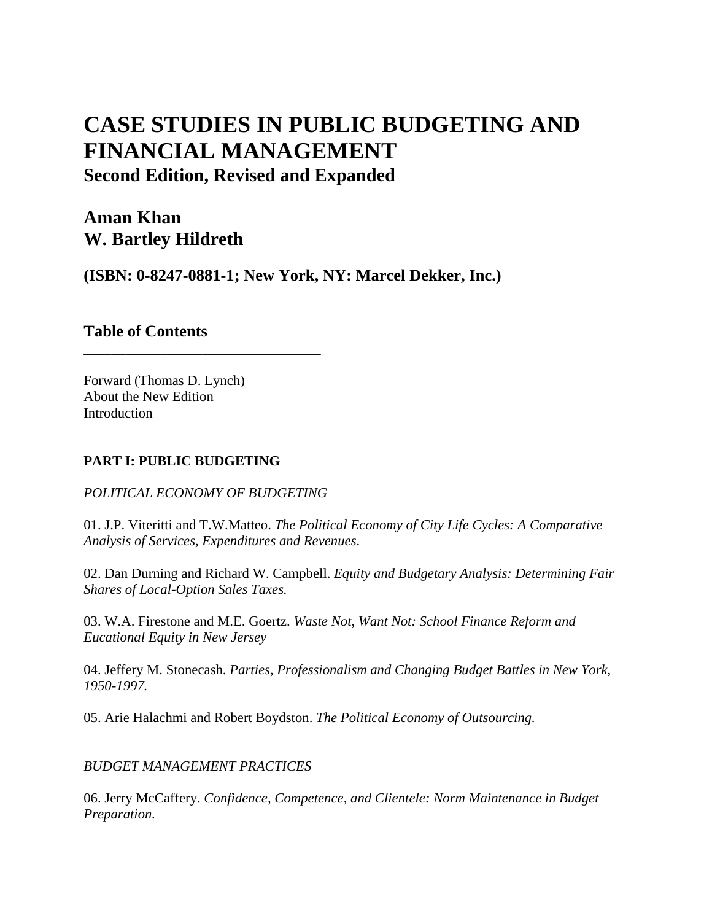# CASE STUDIES IN PUBLIC BUDGETING AND FINANCIAL MANAGEMENT

## Second Edition, Revised and Expanded

## Aman Khan
## W. Bartley Hildreth

**(ISBN: 0-8247-0881-1; New York, NY: Marcel Dekker, Inc.)**

## Table of Contents

---

Forward (Thomas D. Lynch)
About the New Edition
Introduction

**PART I: PUBLIC BUDGETING**

*POLITICAL ECONOMY OF BUDGETING*

01. J.P. Viteritti and T.W.Matteo. *The Political Economy of City Life Cycles: A Comparative Analysis of Services, Expenditures and Revenues*.

02. Dan Durning and Richard W. Campbell. *Equity and Budgetary Analysis: Determining Fair Shares of Local-Option Sales Taxes.*

03. W.A. Firestone and M.E. Goertz. *Waste Not, Want Not: School Finance Reform and Eucational Equity in New Jersey*

04. Jeffery M. Stonecash. *Parties, Professionalism and Changing Budget Battles in New York, 1950-1997.*

05. Arie Halachmi and Robert Boydston. *The Political Economy of Outsourcing.*

*BUDGET MANAGEMENT PRACTICES*

06. Jerry McCaffery. *Confidence, Competence, and Clientele: Norm Maintenance in Budget Preparation.*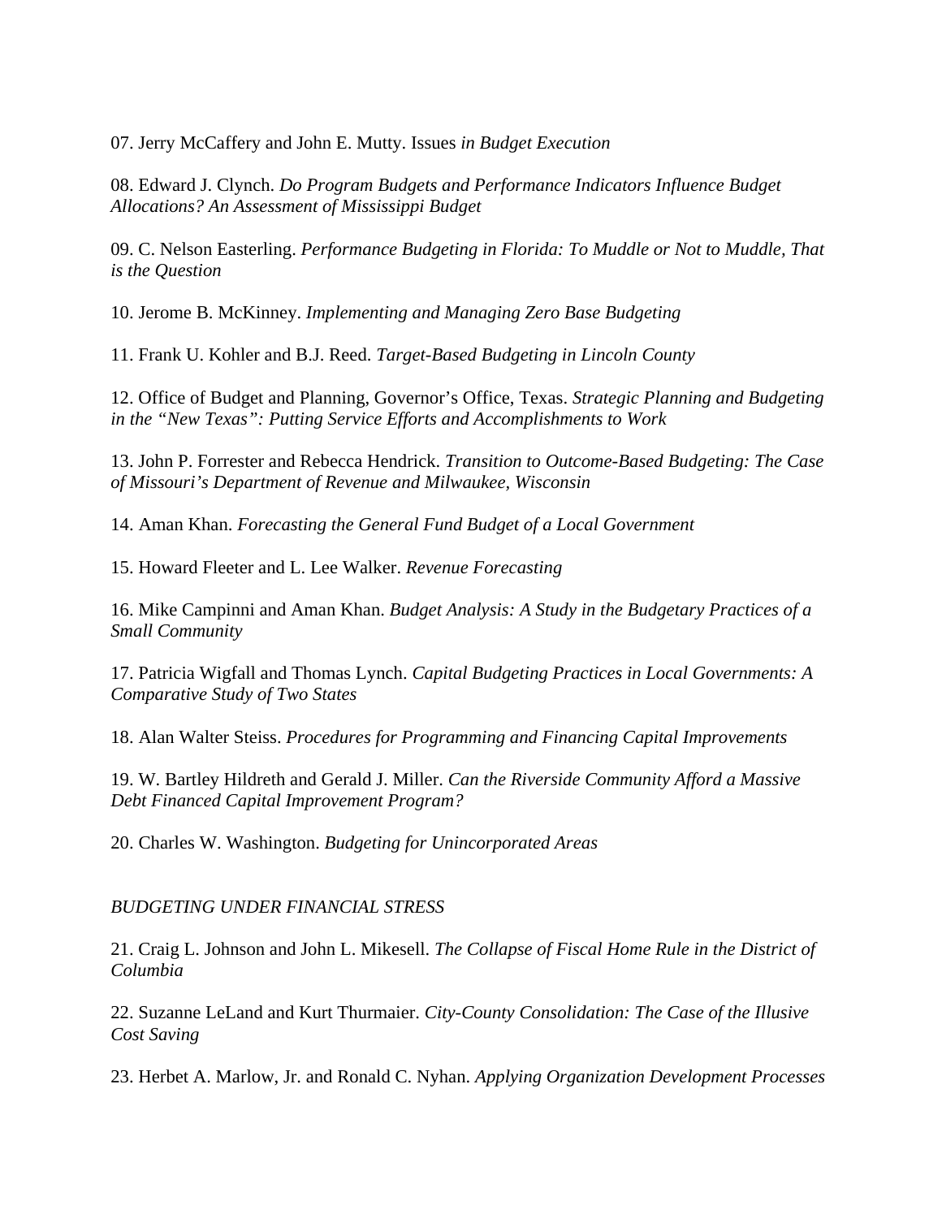07. Jerry McCaffery and John E. Mutty. Issues *in Budget Execution*

08. Edward J. Clynch. *Do Program Budgets and Performance Indicators Influence Budget Allocations? An Assessment of Mississippi Budget*

09. C. Nelson Easterling. *Performance Budgeting in Florida: To Muddle or Not to Muddle, That is the Question*

10. Jerome B. McKinney. *Implementing and Managing Zero Base Budgeting*

11. Frank U. Kohler and B.J. Reed. *Target-Based Budgeting in Lincoln County*

12. Office of Budget and Planning, Governor's Office, Texas. *Strategic Planning and Budgeting in the "New Texas": Putting Service Efforts and Accomplishments to Work*

13. John P. Forrester and Rebecca Hendrick. *Transition to Outcome-Based Budgeting: The Case of Missouri's Department of Revenue and Milwaukee, Wisconsin*

14. Aman Khan. *Forecasting the General Fund Budget of a Local Government*

15. Howard Fleeter and L. Lee Walker. *Revenue Forecasting*

16. Mike Campinni and Aman Khan. *Budget Analysis: A Study in the Budgetary Practices of a Small Community*

17. Patricia Wigfall and Thomas Lynch. *Capital Budgeting Practices in Local Governments: A Comparative Study of Two States*

18. Alan Walter Steiss. *Procedures for Programming and Financing Capital Improvements*

19. W. Bartley Hildreth and Gerald J. Miller. *Can the Riverside Community Afford a Massive Debt Financed Capital Improvement Program?*

20. Charles W. Washington. *Budgeting for Unincorporated Areas*

*BUDGETING UNDER FINANCIAL STRESS*

21. Craig L. Johnson and John L. Mikesell. *The Collapse of Fiscal Home Rule in the District of Columbia*

22. Suzanne LeLand and Kurt Thurmaier. *City-County Consolidation: The Case of the Illusive Cost Saving*

23. Herbet A. Marlow, Jr. and Ronald C. Nyhan. *Applying Organization Development Processes*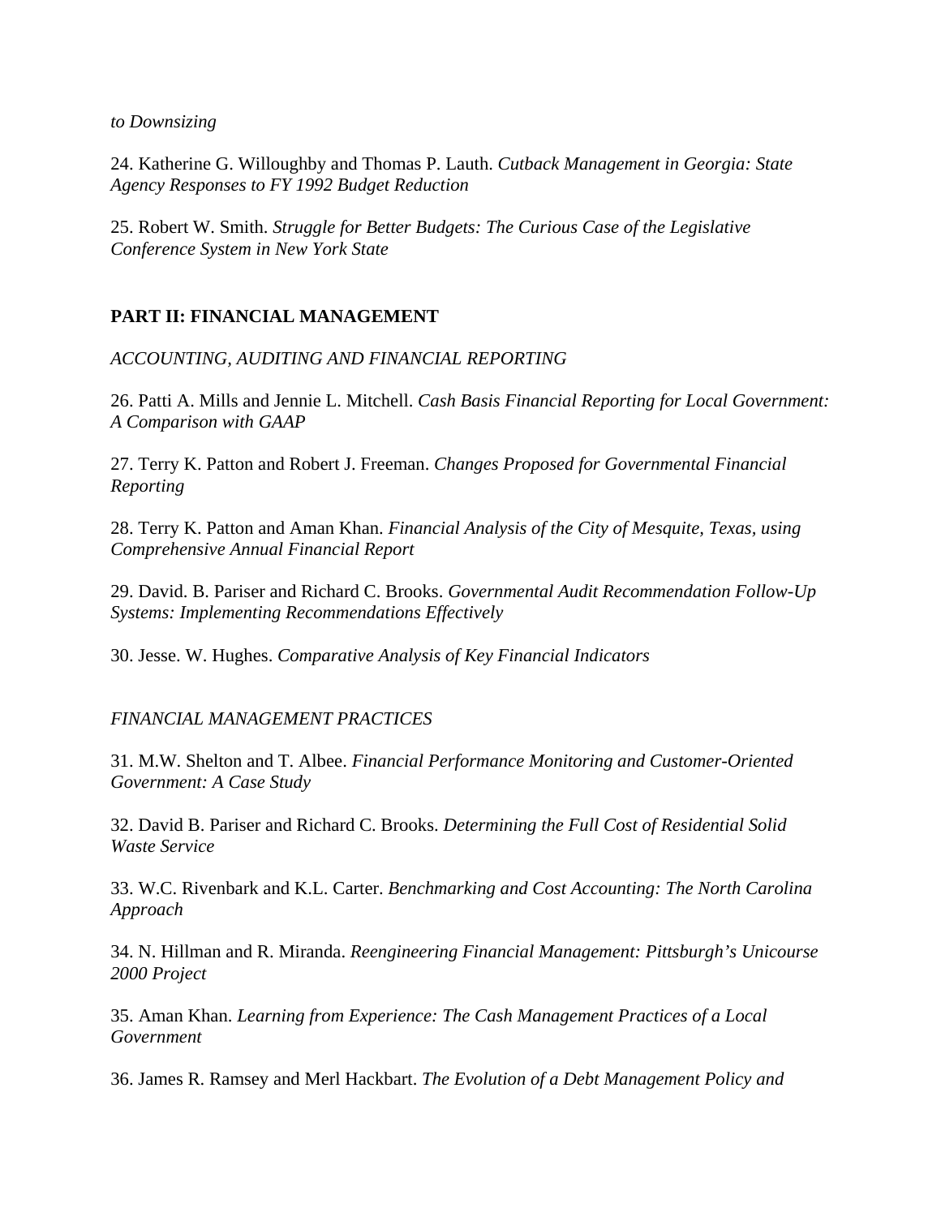*to Downsizing*

24. Katherine G. Willoughby and Thomas P. Lauth. *Cutback Management in Georgia: State Agency Responses to FY 1992 Budget Reduction*

25. Robert W. Smith. *Struggle for Better Budgets: The Curious Case of the Legislative Conference System in New York State*

## PART II: FINANCIAL MANAGEMENT

*ACCOUNTING, AUDITING AND FINANCIAL REPORTING*

26. Patti A. Mills and Jennie L. Mitchell. *Cash Basis Financial Reporting for Local Government: A Comparison with GAAP*

27. Terry K. Patton and Robert J. Freeman. *Changes Proposed for Governmental Financial Reporting*

28. Terry K. Patton and Aman Khan. *Financial Analysis of the City of Mesquite, Texas, using Comprehensive Annual Financial Report*

29. David. B. Pariser and Richard C. Brooks. *Governmental Audit Recommendation Follow-Up Systems: Implementing Recommendations Effectively*

30. Jesse. W. Hughes. *Comparative Analysis of Key Financial Indicators*

*FINANCIAL MANAGEMENT PRACTICES*

31. M.W. Shelton and T. Albee. *Financial Performance Monitoring and Customer-Oriented Government: A Case Study*

32. David B. Pariser and Richard C. Brooks. *Determining the Full Cost of Residential Solid Waste Service*

33. W.C. Rivenbark and K.L. Carter. *Benchmarking and Cost Accounting: The North Carolina Approach*

34. N. Hillman and R. Miranda. *Reengineering Financial Management: Pittsburgh's Unicourse 2000 Project*

35. Aman Khan. *Learning from Experience: The Cash Management Practices of a Local Government*

36. James R. Ramsey and Merl Hackbart. *The Evolution of a Debt Management Policy and*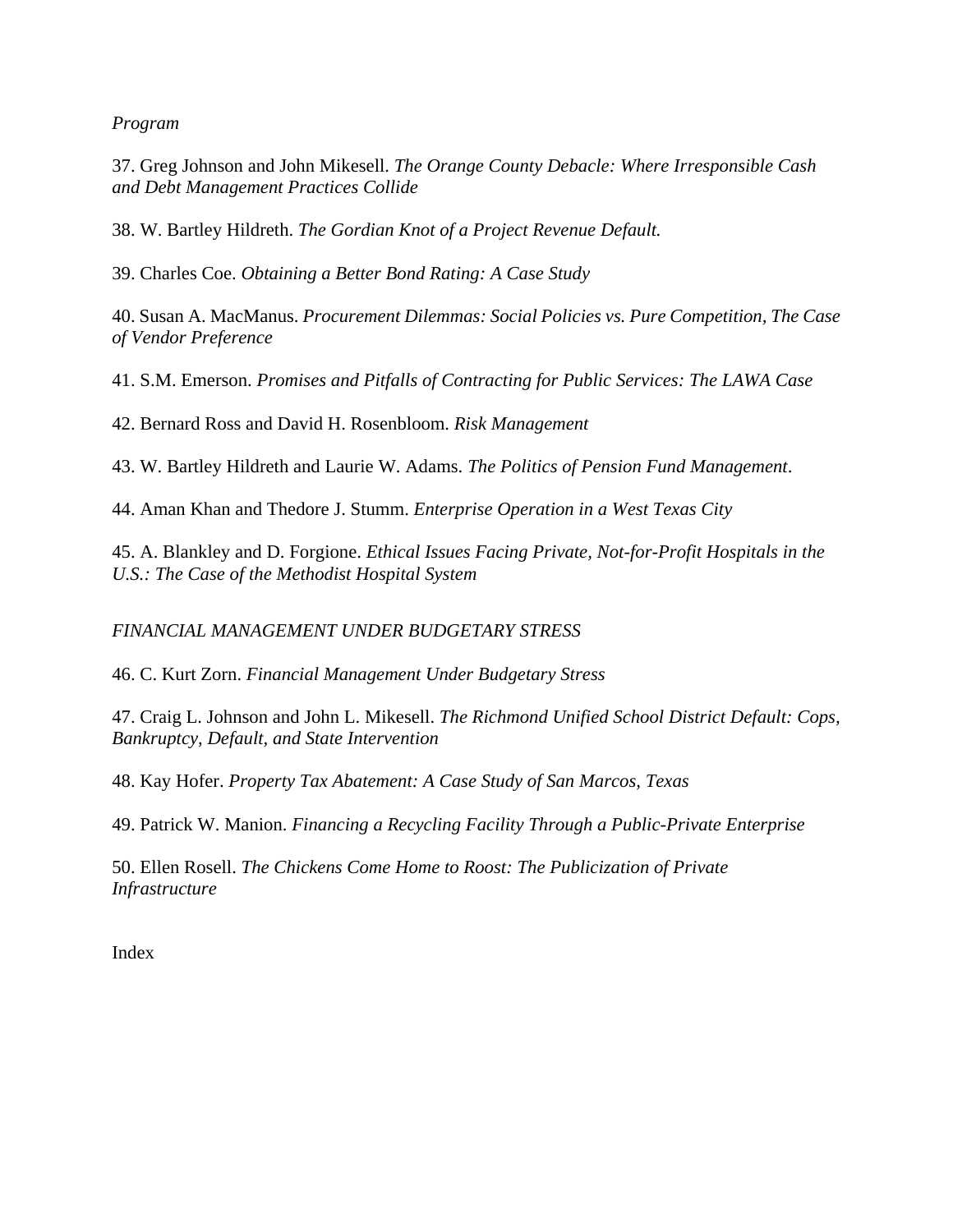*Program*

37. Greg Johnson and John Mikesell. *The Orange County Debacle: Where Irresponsible Cash and Debt Management Practices Collide*

38. W. Bartley Hildreth. *The Gordian Knot of a Project Revenue Default.*

39. Charles Coe. *Obtaining a Better Bond Rating: A Case Study*

40. Susan A. MacManus. *Procurement Dilemmas: Social Policies vs. Pure Competition, The Case of Vendor Preference*

41. S.M. Emerson. *Promises and Pitfalls of Contracting for Public Services: The LAWA Case*

42. Bernard Ross and David H. Rosenbloom. *Risk Management*

43. W. Bartley Hildreth and Laurie W. Adams. *The Politics of Pension Fund Management*.

44. Aman Khan and Thedore J. Stumm. *Enterprise Operation in a West Texas City*

45. A. Blankley and D. Forgione. *Ethical Issues Facing Private, Not-for-Profit Hospitals in the U.S.: The Case of the Methodist Hospital System*

*FINANCIAL MANAGEMENT UNDER BUDGETARY STRESS*

46. C. Kurt Zorn. *Financial Management Under Budgetary Stress*

47. Craig L. Johnson and John L. Mikesell. *The Richmond Unified School District Default: Cops, Bankruptcy, Default, and State Intervention*

48. Kay Hofer. *Property Tax Abatement: A Case Study of San Marcos, Texas*

49. Patrick W. Manion. *Financing a Recycling Facility Through a Public-Private Enterprise*

50. Ellen Rosell. *The Chickens Come Home to Roost: The Publicization of Private Infrastructure*

Index